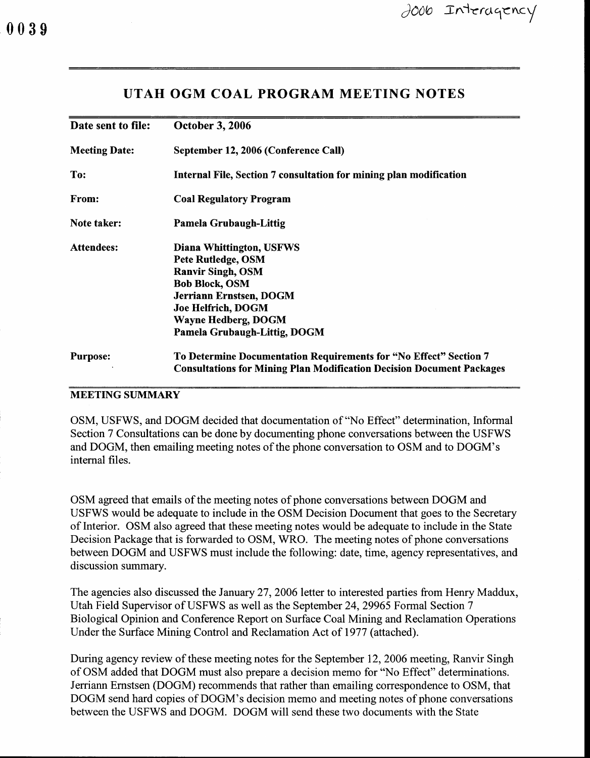0039

2006 Interagency

# UTAH OGM COAL PROGRAM MEETING NOTES

| | |
|---|---|
| **Date sent to file:** | **October 3, 2006** |
| **Meeting Date:** | **September 12, 2006 (Conference Call)** |
| **To:** | **Internal File, Section 7 consultation for mining plan modification** |
| **From:** | **Coal Regulatory Program** |
| **Note taker:** | **Pamela Grubaugh-Littig** |
| **Attendees:** | **Diana Whittington, USFWS**<br>**Pete Rutledge, OSM**<br>**Ranvir Singh, OSM**<br>**Bob Block, OSM**<br>**Jerriann Ernstsen, DOGM**<br>**Joe Helfrich, DOGM**<br>**Wayne Hedberg, DOGM**<br>**Pamela Grubaugh-Littig, DOGM** |
| **Purpose:** | **To Determine Documentation Requirements for "No Effect" Section 7 Consultations for Mining Plan Modification Decision Document Packages** |

## MEETING SUMMARY

OSM, USFWS, and DOGM decided that documentation of "No Effect" determination, Informal Section 7 Consultations can be done by documenting phone conversations between the USFWS and DOGM, then emailing meeting notes of the phone conversation to OSM and to DOGM's internal files.

OSM agreed that emails of the meeting notes of phone conversations between DOGM and USFWS would be adequate to include in the OSM Decision Document that goes to the Secretary of Interior. OSM also agreed that these meeting notes would be adequate to include in the State Decision Package that is forwarded to OSM, WRO. The meeting notes of phone conversations between DOGM and USFWS must include the following: date, time, agency representatives, and discussion summary.

The agencies also discussed the January 27, 2006 letter to interested parties from Henry Maddux, Utah Field Supervisor of USFWS as well as the September 24, 29965 Formal Section 7 Biological Opinion and Conference Report on Surface Coal Mining and Reclamation Operations Under the Surface Mining Control and Reclamation Act of 1977 (attached).

During agency review of these meeting notes for the September 12, 2006 meeting, Ranvir Singh of OSM added that DOGM must also prepare a decision memo for "No Effect" determinations. Jerriann Ernstsen (DOGM) recommends that rather than emailing correspondence to OSM, that DOGM send hard copies of DOGM's decision memo and meeting notes of phone conversations between the USFWS and DOGM. DOGM will send these two documents with the State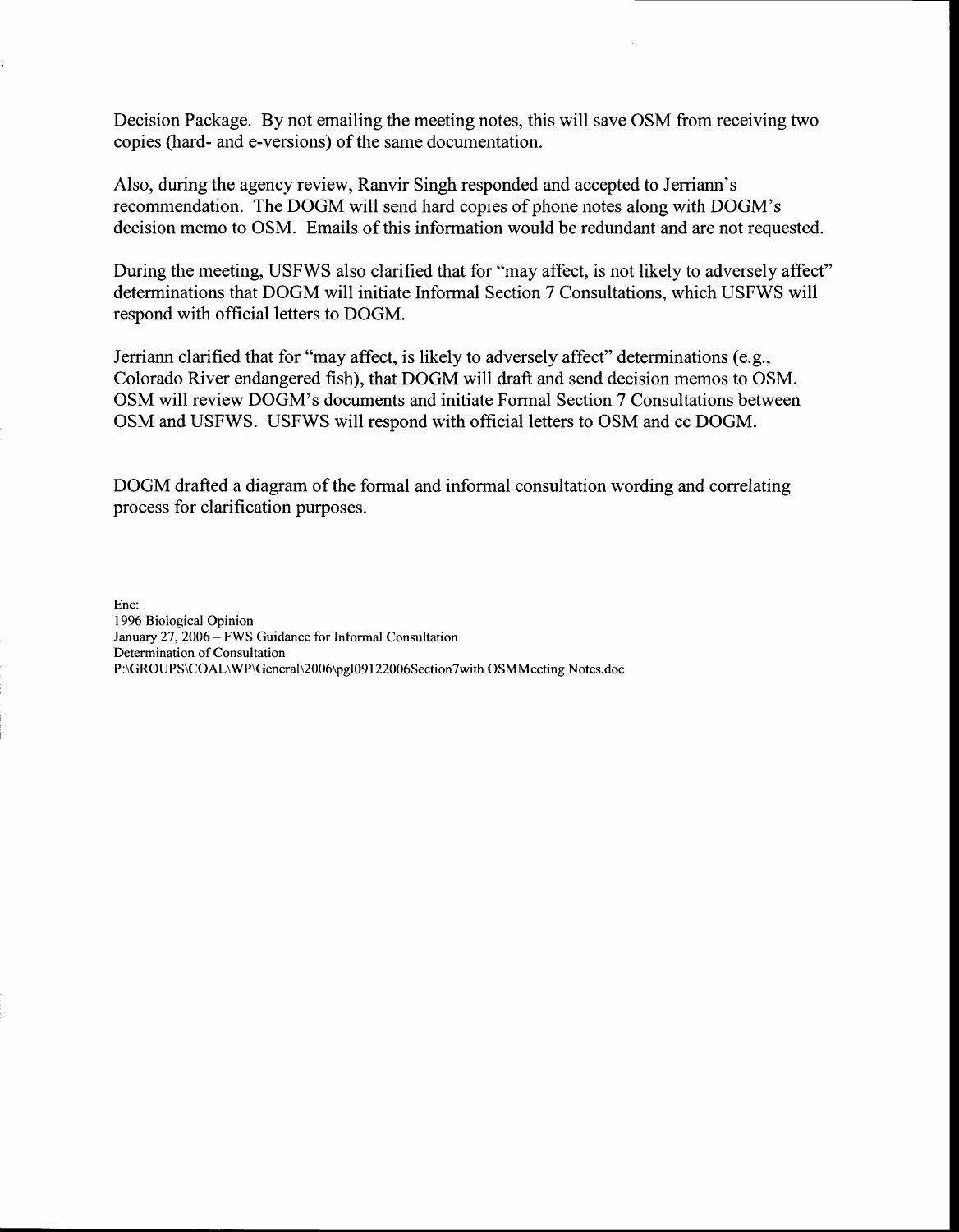Decision Package. By not emailing the meeting notes, this will save OSM from receiving two copies (hard- and e-versions) of the same documentation.

Also, during the agency review, Ranvir Singh responded and accepted to Jerriann's recommendation. The DOGM will send hard copies of phone notes along with DOGM's decision memo to OSM. Emails of this information would be redundant and are not requested.

During the meeting, USFWS also clarified that for "may affect, is not likely to adversely affect" determinations that DOGM will initiate Informal Section 7 Consultations, which USFWS will respond with official letters to DOGM.

Jerriann clarified that for "may affect, is likely to adversely affect" determinations (e.g., Colorado River endangered fish), that DOGM will draft and send decision memos to OSM. OSM will review DOGM's documents and initiate Formal Section 7 Consultations between OSM and USFWS. USFWS will respond with official letters to OSM and cc DOGM.

DOGM drafted a diagram of the formal and informal consultation wording and correlating process for clarification purposes.

Enc:
1996 Biological Opinion
January 27, 2006 – FWS Guidance for Informal Consultation
Determination of Consultation
P:\GROUPS\COAL\WP\General\2006\pgl09122006Section7with OSMMeeting Notes.doc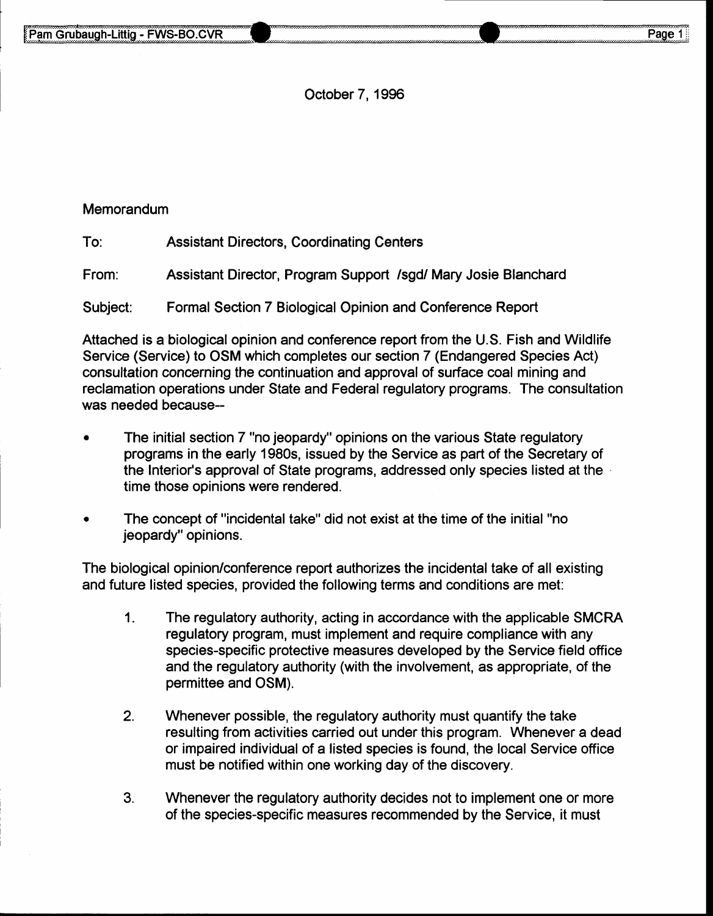October 7, 1996

Memorandum

To: Assistant Directors, Coordinating Centers

From: Assistant Director, Program Support /sgd/ Mary Josie Blanchard

Subject: Formal Section 7 Biological Opinion and Conference Report

Attached is a biological opinion and conference report from the U.S. Fish and Wildlife Service (Service) to OSM which completes our section 7 (Endangered Species Act) consultation concerning the continuation and approval of surface coal mining and reclamation operations under State and Federal regulatory programs. The consultation was needed because--

- The initial section 7 "no jeopardy" opinions on the various State regulatory programs in the early 1980s, issued by the Service as part of the Secretary of the Interior's approval of State programs, addressed only species listed at the time those opinions were rendered.
- The concept of "incidental take" did not exist at the time of the initial "no jeopardy" opinions.

The biological opinion/conference report authorizes the incidental take of all existing and future listed species, provided the following terms and conditions are met:

1. The regulatory authority, acting in accordance with the applicable SMCRA regulatory program, must implement and require compliance with any species-specific protective measures developed by the Service field office and the regulatory authority (with the involvement, as appropriate, of the permittee and OSM).
2. Whenever possible, the regulatory authority must quantify the take resulting from activities carried out under this program. Whenever a dead or impaired individual of a listed species is found, the local Service office must be notified within one working day of the discovery.
3. Whenever the regulatory authority decides not to implement one or more of the species-specific measures recommended by the Service, it must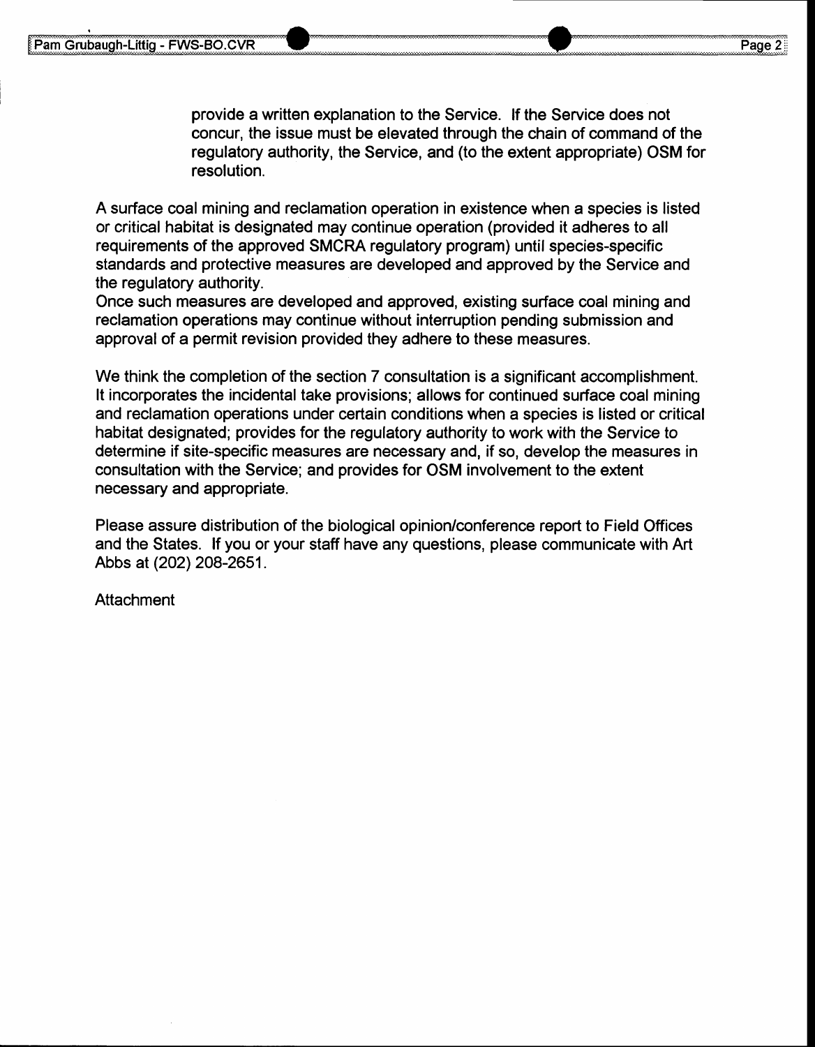provide a written explanation to the Service. If the Service does not concur, the issue must be elevated through the chain of command of the regulatory authority, the Service, and (to the extent appropriate) OSM for resolution.

A surface coal mining and reclamation operation in existence when a species is listed or critical habitat is designated may continue operation (provided it adheres to all requirements of the approved SMCRA regulatory program) until species-specific standards and protective measures are developed and approved by the Service and the regulatory authority.
Once such measures are developed and approved, existing surface coal mining and reclamation operations may continue without interruption pending submission and approval of a permit revision provided they adhere to these measures.

We think the completion of the section 7 consultation is a significant accomplishment. It incorporates the incidental take provisions; allows for continued surface coal mining and reclamation operations under certain conditions when a species is listed or critical habitat designated; provides for the regulatory authority to work with the Service to determine if site-specific measures are necessary and, if so, develop the measures in consultation with the Service; and provides for OSM involvement to the extent necessary and appropriate.

Please assure distribution of the biological opinion/conference report to Field Offices and the States. If you or your staff have any questions, please communicate with Art Abbs at (202) 208-2651.

Attachment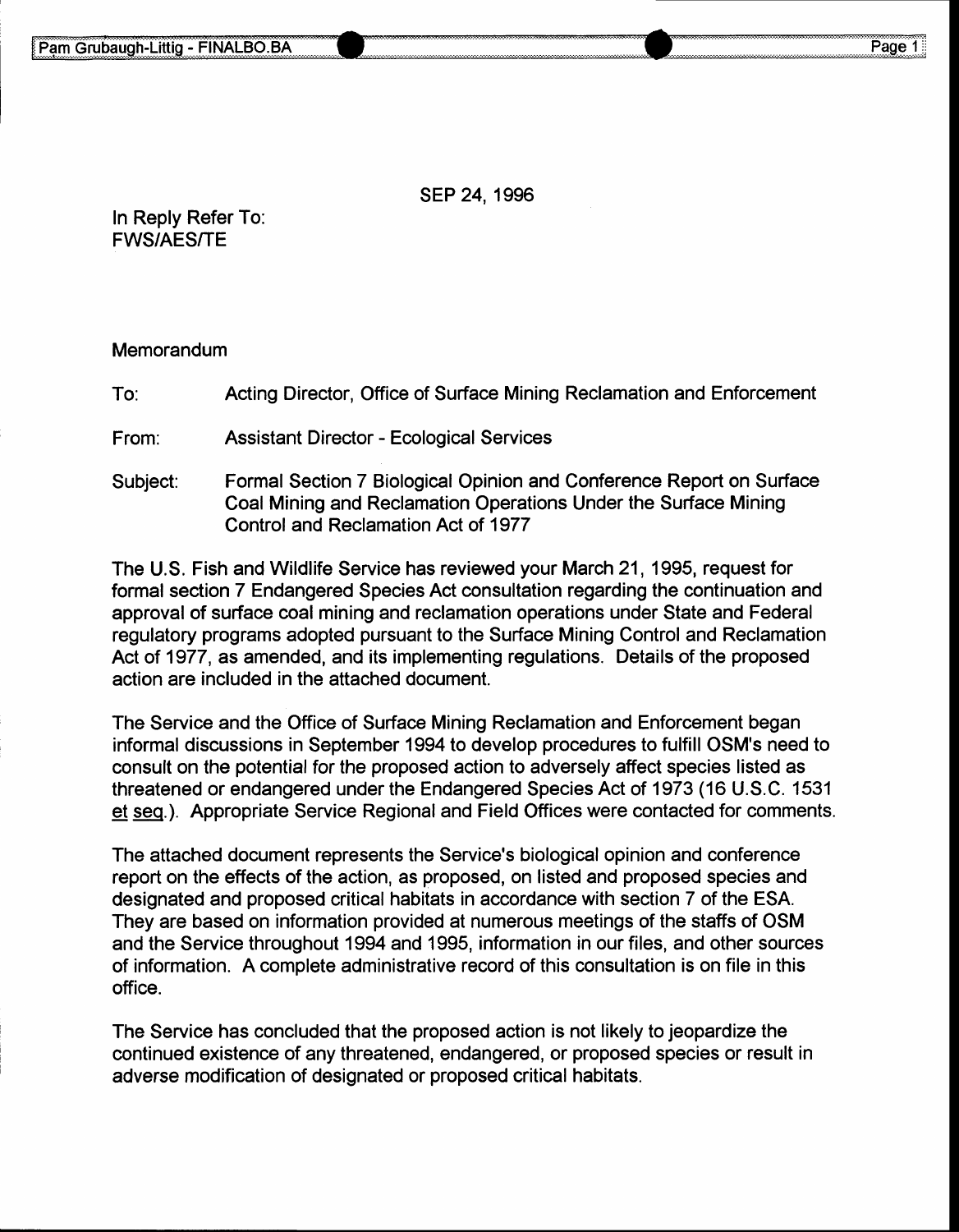SEP 24, 1996

In Reply Refer To:
FWS/AES/TE

Memorandum

To: Acting Director, Office of Surface Mining Reclamation and Enforcement

From: Assistant Director - Ecological Services

Subject: Formal Section 7 Biological Opinion and Conference Report on Surface Coal Mining and Reclamation Operations Under the Surface Mining Control and Reclamation Act of 1977

The U.S. Fish and Wildlife Service has reviewed your March 21, 1995, request for formal section 7 Endangered Species Act consultation regarding the continuation and approval of surface coal mining and reclamation operations under State and Federal regulatory programs adopted pursuant to the Surface Mining Control and Reclamation Act of 1977, as amended, and its implementing regulations. Details of the proposed action are included in the attached document.

The Service and the Office of Surface Mining Reclamation and Enforcement began informal discussions in September 1994 to develop procedures to fulfill OSM's need to consult on the potential for the proposed action to adversely affect species listed as threatened or endangered under the Endangered Species Act of 1973 (16 U.S.C. 1531 et seq.). Appropriate Service Regional and Field Offices were contacted for comments.

The attached document represents the Service's biological opinion and conference report on the effects of the action, as proposed, on listed and proposed species and designated and proposed critical habitats in accordance with section 7 of the ESA. They are based on information provided at numerous meetings of the staffs of OSM and the Service throughout 1994 and 1995, information in our files, and other sources of information. A complete administrative record of this consultation is on file in this office.

The Service has concluded that the proposed action is not likely to jeopardize the continued existence of any threatened, endangered, or proposed species or result in adverse modification of designated or proposed critical habitats.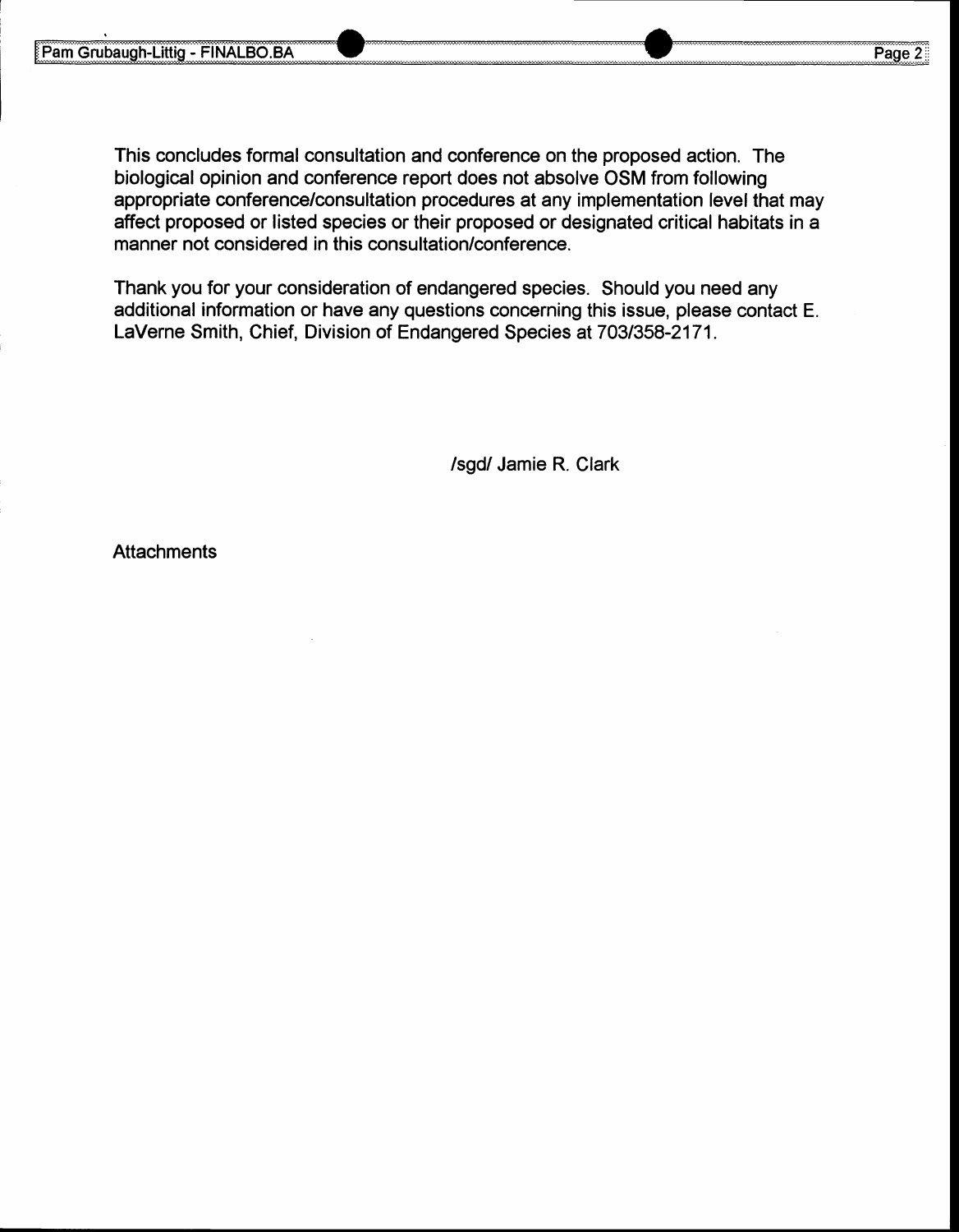This concludes formal consultation and conference on the proposed action. The biological opinion and conference report does not absolve OSM from following appropriate conference/consultation procedures at any implementation level that may affect proposed or listed species or their proposed or designated critical habitats in a manner not considered in this consultation/conference.

Thank you for your consideration of endangered species. Should you need any additional information or have any questions concerning this issue, please contact E. LaVerne Smith, Chief, Division of Endangered Species at 703/358-2171.

/sgd/ Jamie R. Clark

Attachments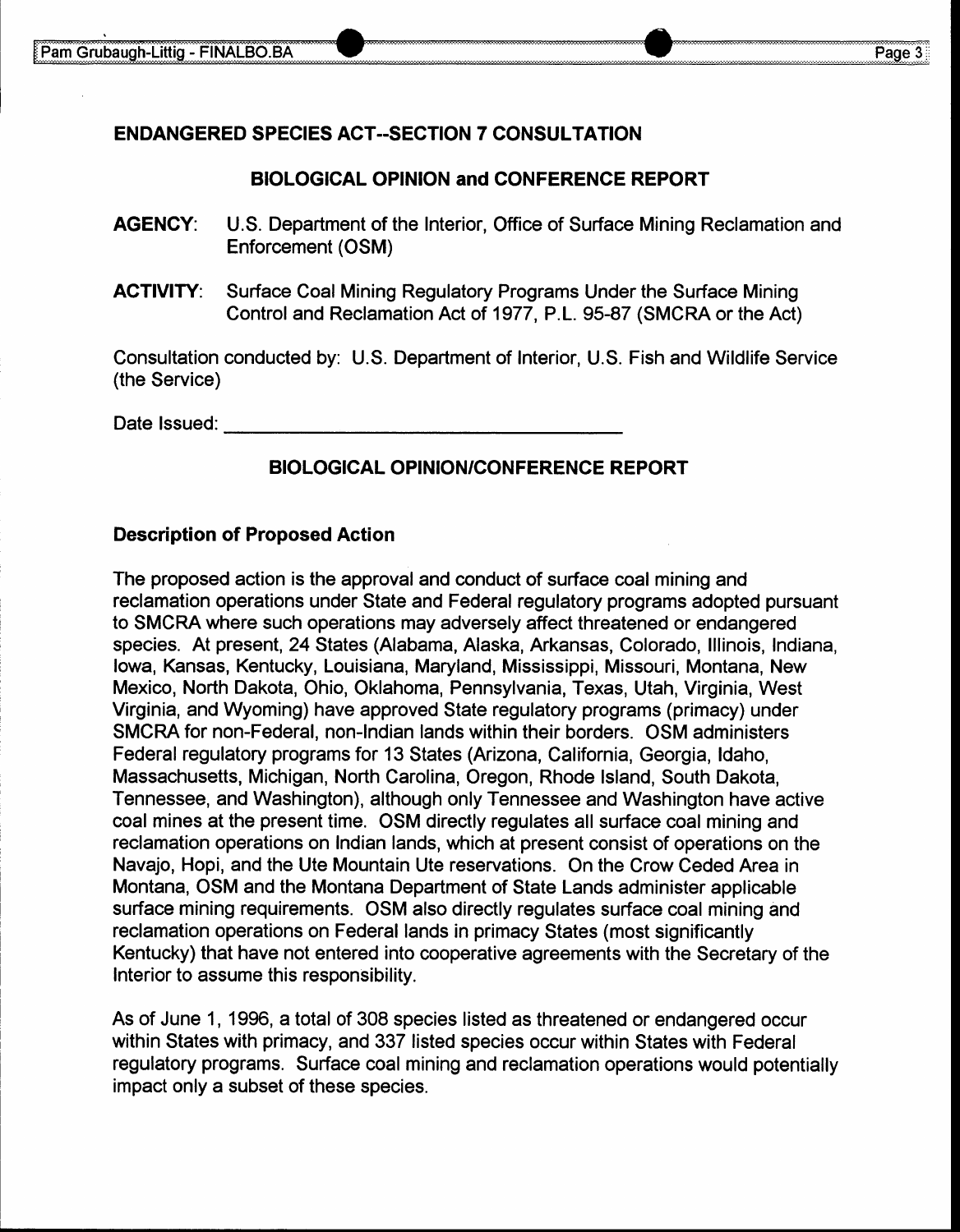## ENDANGERED SPECIES ACT--SECTION 7 CONSULTATION

### BIOLOGICAL OPINION and CONFERENCE REPORT

**AGENCY**: U.S. Department of the Interior, Office of Surface Mining Reclamation and Enforcement (OSM)

**ACTIVITY**: Surface Coal Mining Regulatory Programs Under the Surface Mining Control and Reclamation Act of 1977, P.L. 95-87 (SMCRA or the Act)

Consultation conducted by: U.S. Department of Interior, U.S. Fish and Wildlife Service (the Service)

Date Issued: ______________________________________

### BIOLOGICAL OPINION/CONFERENCE REPORT

### Description of Proposed Action

The proposed action is the approval and conduct of surface coal mining and reclamation operations under State and Federal regulatory programs adopted pursuant to SMCRA where such operations may adversely affect threatened or endangered species. At present, 24 States (Alabama, Alaska, Arkansas, Colorado, Illinois, Indiana, Iowa, Kansas, Kentucky, Louisiana, Maryland, Mississippi, Missouri, Montana, New Mexico, North Dakota, Ohio, Oklahoma, Pennsylvania, Texas, Utah, Virginia, West Virginia, and Wyoming) have approved State regulatory programs (primacy) under SMCRA for non-Federal, non-Indian lands within their borders. OSM administers Federal regulatory programs for 13 States (Arizona, California, Georgia, Idaho, Massachusetts, Michigan, North Carolina, Oregon, Rhode Island, South Dakota, Tennessee, and Washington), although only Tennessee and Washington have active coal mines at the present time. OSM directly regulates all surface coal mining and reclamation operations on Indian lands, which at present consist of operations on the Navajo, Hopi, and the Ute Mountain Ute reservations. On the Crow Ceded Area in Montana, OSM and the Montana Department of State Lands administer applicable surface mining requirements. OSM also directly regulates surface coal mining and reclamation operations on Federal lands in primacy States (most significantly Kentucky) that have not entered into cooperative agreements with the Secretary of the Interior to assume this responsibility.

As of June 1, 1996, a total of 308 species listed as threatened or endangered occur within States with primacy, and 337 listed species occur within States with Federal regulatory programs. Surface coal mining and reclamation operations would potentially impact only a subset of these species.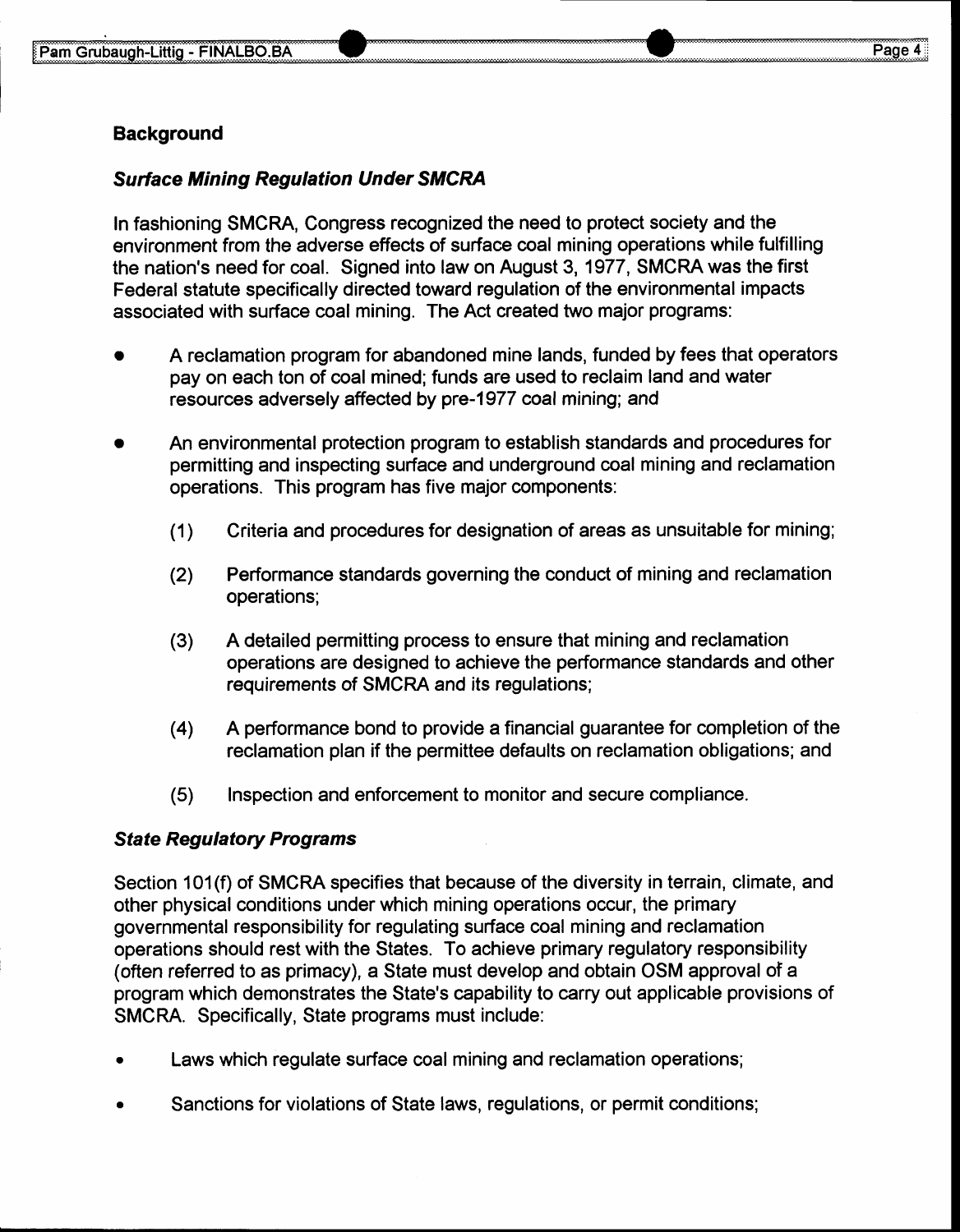## Background

### *Surface Mining Regulation Under SMCRA*

In fashioning SMCRA, Congress recognized the need to protect society and the environment from the adverse effects of surface coal mining operations while fulfilling the nation's need for coal. Signed into law on August 3, 1977, SMCRA was the first Federal statute specifically directed toward regulation of the environmental impacts associated with surface coal mining. The Act created two major programs:

- A reclamation program for abandoned mine lands, funded by fees that operators pay on each ton of coal mined; funds are used to reclaim land and water resources adversely affected by pre-1977 coal mining; and
- An environmental protection program to establish standards and procedures for permitting and inspecting surface and underground coal mining and reclamation operations. This program has five major components:
  - (1) Criteria and procedures for designation of areas as unsuitable for mining;
  - (2) Performance standards governing the conduct of mining and reclamation operations;
  - (3) A detailed permitting process to ensure that mining and reclamation operations are designed to achieve the performance standards and other requirements of SMCRA and its regulations;
  - (4) A performance bond to provide a financial guarantee for completion of the reclamation plan if the permittee defaults on reclamation obligations; and
  - (5) Inspection and enforcement to monitor and secure compliance.

### *State Regulatory Programs*

Section 101(f) of SMCRA specifies that because of the diversity in terrain, climate, and other physical conditions under which mining operations occur, the primary governmental responsibility for regulating surface coal mining and reclamation operations should rest with the States. To achieve primary regulatory responsibility (often referred to as primacy), a State must develop and obtain OSM approval of a program which demonstrates the State's capability to carry out applicable provisions of SMCRA. Specifically, State programs must include:

- Laws which regulate surface coal mining and reclamation operations;
- Sanctions for violations of State laws, regulations, or permit conditions;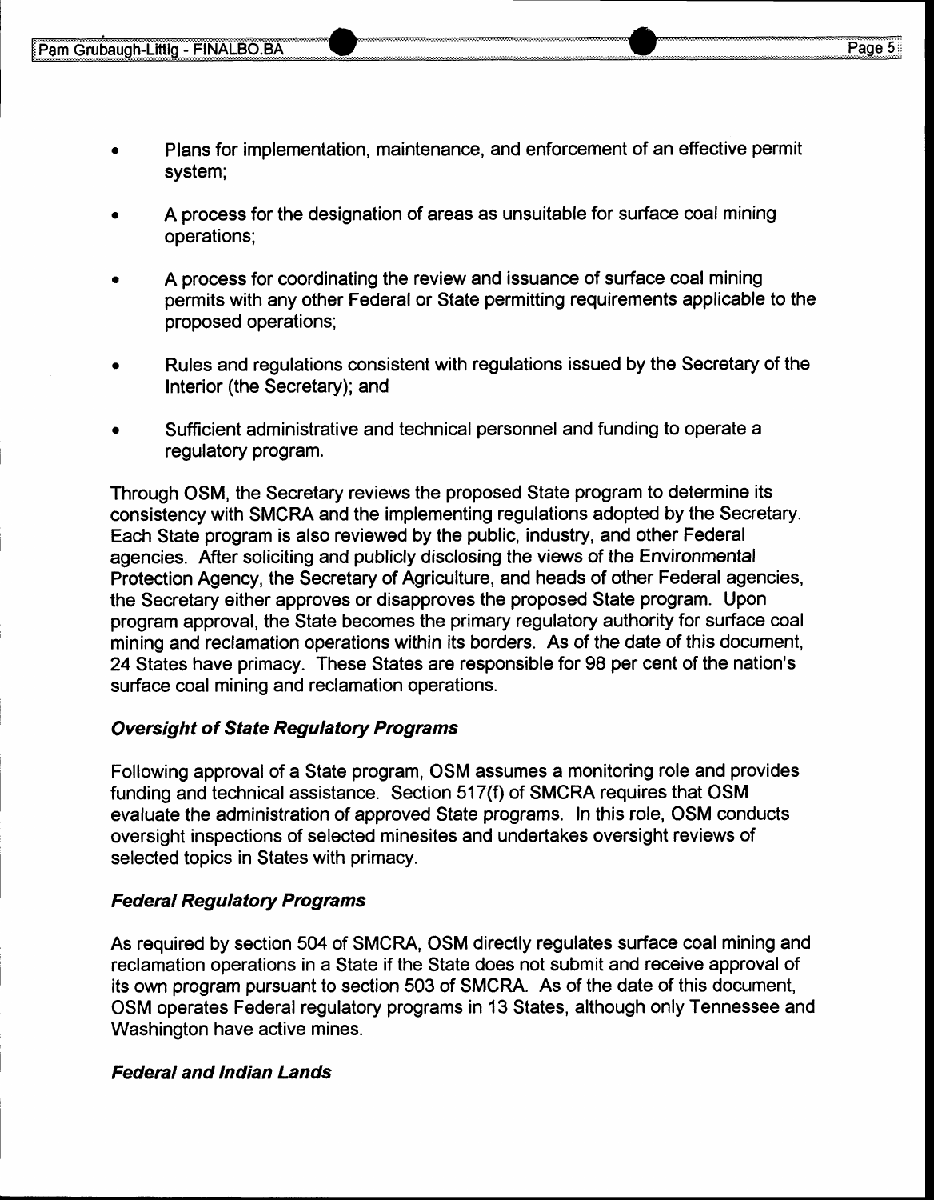- Plans for implementation, maintenance, and enforcement of an effective permit system;
- A process for the designation of areas as unsuitable for surface coal mining operations;
- A process for coordinating the review and issuance of surface coal mining permits with any other Federal or State permitting requirements applicable to the proposed operations;
- Rules and regulations consistent with regulations issued by the Secretary of the Interior (the Secretary); and
- Sufficient administrative and technical personnel and funding to operate a regulatory program.

Through OSM, the Secretary reviews the proposed State program to determine its consistency with SMCRA and the implementing regulations adopted by the Secretary. Each State program is also reviewed by the public, industry, and other Federal agencies. After soliciting and publicly disclosing the views of the Environmental Protection Agency, the Secretary of Agriculture, and heads of other Federal agencies, the Secretary either approves or disapproves the proposed State program. Upon program approval, the State becomes the primary regulatory authority for surface coal mining and reclamation operations within its borders. As of the date of this document, 24 States have primacy. These States are responsible for 98 per cent of the nation's surface coal mining and reclamation operations.

### *Oversight of State Regulatory Programs*

Following approval of a State program, OSM assumes a monitoring role and provides funding and technical assistance. Section 517(f) of SMCRA requires that OSM evaluate the administration of approved State programs. In this role, OSM conducts oversight inspections of selected minesites and undertakes oversight reviews of selected topics in States with primacy.

### *Federal Regulatory Programs*

As required by section 504 of SMCRA, OSM directly regulates surface coal mining and reclamation operations in a State if the State does not submit and receive approval of its own program pursuant to section 503 of SMCRA. As of the date of this document, OSM operates Federal regulatory programs in 13 States, although only Tennessee and Washington have active mines.

### *Federal and Indian Lands*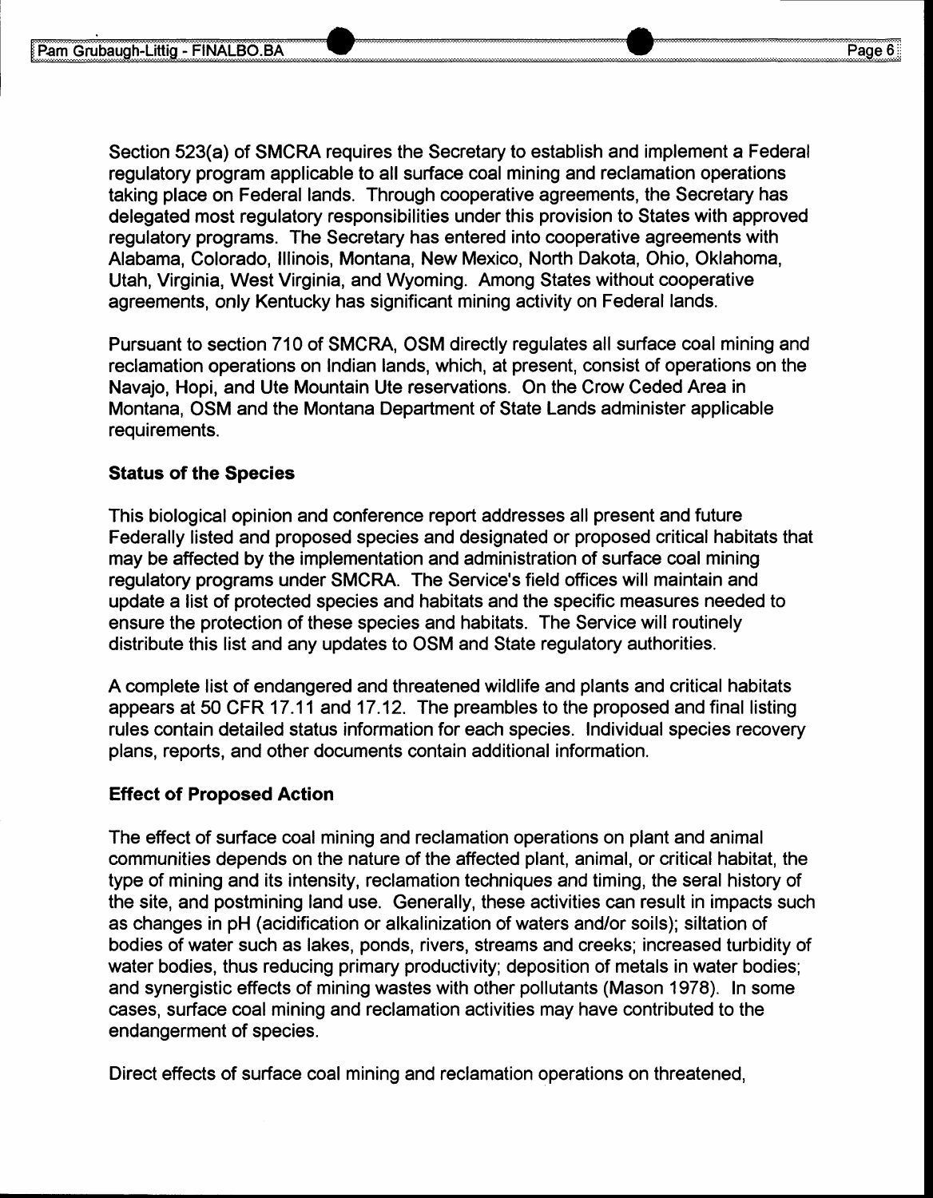Section 523(a) of SMCRA requires the Secretary to establish and implement a Federal regulatory program applicable to all surface coal mining and reclamation operations taking place on Federal lands. Through cooperative agreements, the Secretary has delegated most regulatory responsibilities under this provision to States with approved regulatory programs. The Secretary has entered into cooperative agreements with Alabama, Colorado, Illinois, Montana, New Mexico, North Dakota, Ohio, Oklahoma, Utah, Virginia, West Virginia, and Wyoming. Among States without cooperative agreements, only Kentucky has significant mining activity on Federal lands.

Pursuant to section 710 of SMCRA, OSM directly regulates all surface coal mining and reclamation operations on Indian lands, which, at present, consist of operations on the Navajo, Hopi, and Ute Mountain Ute reservations. On the Crow Ceded Area in Montana, OSM and the Montana Department of State Lands administer applicable requirements.

**Status of the Species**

This biological opinion and conference report addresses all present and future Federally listed and proposed species and designated or proposed critical habitats that may be affected by the implementation and administration of surface coal mining regulatory programs under SMCRA. The Service's field offices will maintain and update a list of protected species and habitats and the specific measures needed to ensure the protection of these species and habitats. The Service will routinely distribute this list and any updates to OSM and State regulatory authorities.

A complete list of endangered and threatened wildlife and plants and critical habitats appears at 50 CFR 17.11 and 17.12. The preambles to the proposed and final listing rules contain detailed status information for each species. Individual species recovery plans, reports, and other documents contain additional information.

**Effect of Proposed Action**

The effect of surface coal mining and reclamation operations on plant and animal communities depends on the nature of the affected plant, animal, or critical habitat, the type of mining and its intensity, reclamation techniques and timing, the seral history of the site, and postmining land use. Generally, these activities can result in impacts such as changes in pH (acidification or alkalinization of waters and/or soils); siltation of bodies of water such as lakes, ponds, rivers, streams and creeks; increased turbidity of water bodies, thus reducing primary productivity; deposition of metals in water bodies; and synergistic effects of mining wastes with other pollutants (Mason 1978). In some cases, surface coal mining and reclamation activities may have contributed to the endangerment of species.

Direct effects of surface coal mining and reclamation operations on threatened,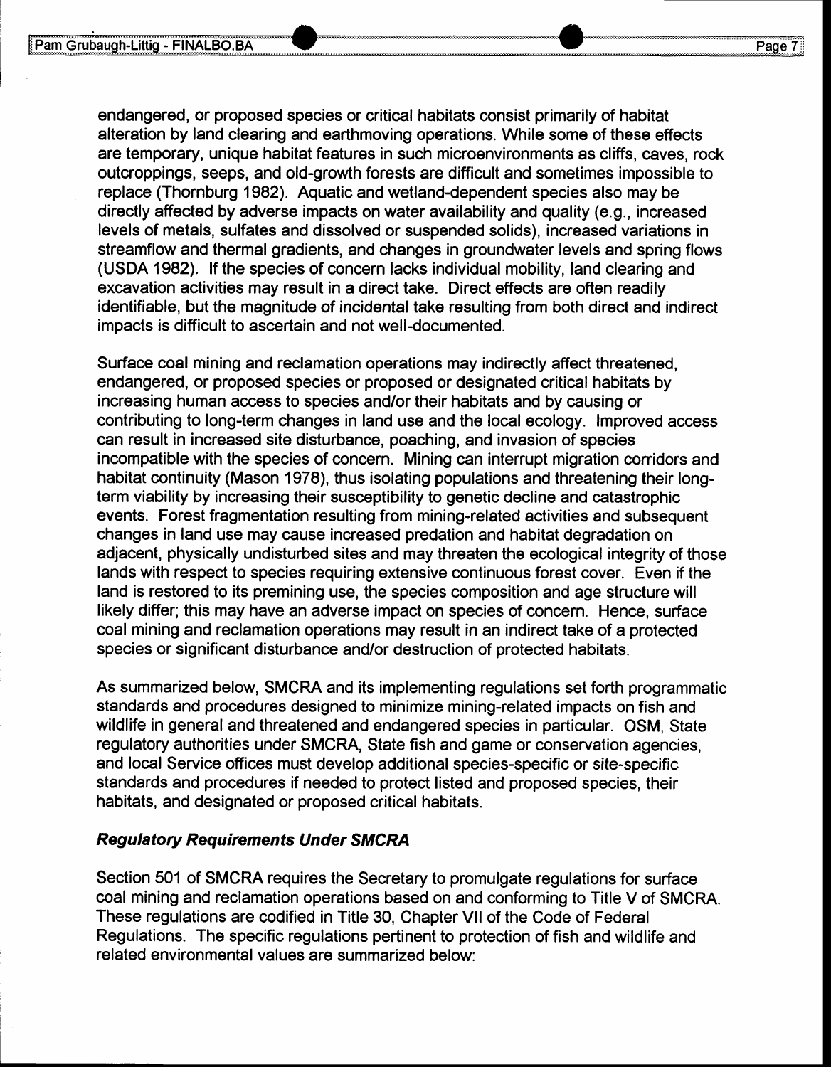endangered, or proposed species or critical habitats consist primarily of habitat alteration by land clearing and earthmoving operations. While some of these effects are temporary, unique habitat features in such microenvironments as cliffs, caves, rock outcroppings, seeps, and old-growth forests are difficult and sometimes impossible to replace (Thornburg 1982). Aquatic and wetland-dependent species also may be directly affected by adverse impacts on water availability and quality (e.g., increased levels of metals, sulfates and dissolved or suspended solids), increased variations in streamflow and thermal gradients, and changes in groundwater levels and spring flows (USDA 1982). If the species of concern lacks individual mobility, land clearing and excavation activities may result in a direct take. Direct effects are often readily identifiable, but the magnitude of incidental take resulting from both direct and indirect impacts is difficult to ascertain and not well-documented.

Surface coal mining and reclamation operations may indirectly affect threatened, endangered, or proposed species or proposed or designated critical habitats by increasing human access to species and/or their habitats and by causing or contributing to long-term changes in land use and the local ecology. Improved access can result in increased site disturbance, poaching, and invasion of species incompatible with the species of concern. Mining can interrupt migration corridors and habitat continuity (Mason 1978), thus isolating populations and threatening their long-term viability by increasing their susceptibility to genetic decline and catastrophic events. Forest fragmentation resulting from mining-related activities and subsequent changes in land use may cause increased predation and habitat degradation on adjacent, physically undisturbed sites and may threaten the ecological integrity of those lands with respect to species requiring extensive continuous forest cover. Even if the land is restored to its premining use, the species composition and age structure will likely differ; this may have an adverse impact on species of concern. Hence, surface coal mining and reclamation operations may result in an indirect take of a protected species or significant disturbance and/or destruction of protected habitats.

As summarized below, SMCRA and its implementing regulations set forth programmatic standards and procedures designed to minimize mining-related impacts on fish and wildlife in general and threatened and endangered species in particular. OSM, State regulatory authorities under SMCRA, State fish and game or conservation agencies, and local Service offices must develop additional species-specific or site-specific standards and procedures if needed to protect listed and proposed species, their habitats, and designated or proposed critical habitats.

### *Regulatory Requirements Under SMCRA*

Section 501 of SMCRA requires the Secretary to promulgate regulations for surface coal mining and reclamation operations based on and conforming to Title V of SMCRA. These regulations are codified in Title 30, Chapter VII of the Code of Federal Regulations. The specific regulations pertinent to protection of fish and wildlife and related environmental values are summarized below: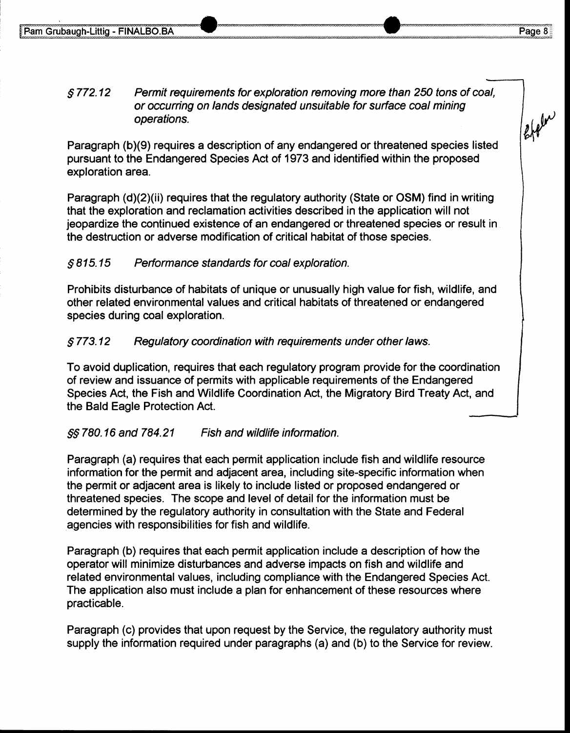*§ 772.12 Permit requirements for exploration removing more than 250 tons of coal, or occurring on lands designated unsuitable for surface coal mining operations.*

Paragraph (b)(9) requires a description of any endangered or threatened species listed pursuant to the Endangered Species Act of 1973 and identified within the proposed exploration area.

Paragraph (d)(2)(ii) requires that the regulatory authority (State or OSM) find in writing that the exploration and reclamation activities described in the application will not jeopardize the continued existence of an endangered or threatened species or result in the destruction or adverse modification of critical habitat of those species.

*§ 815.15 Performance standards for coal exploration.*

Prohibits disturbance of habitats of unique or unusually high value for fish, wildlife, and other related environmental values and critical habitats of threatened or endangered species during coal exploration.

*§ 773.12 Regulatory coordination with requirements under other laws.*

To avoid duplication, requires that each regulatory program provide for the coordination of review and issuance of permits with applicable requirements of the Endangered Species Act, the Fish and Wildlife Coordination Act, the Migratory Bird Treaty Act, and the Bald Eagle Protection Act.

*§§ 780.16 and 784.21 Fish and wildlife information.*

Paragraph (a) requires that each permit application include fish and wildlife resource information for the permit and adjacent area, including site-specific information when the permit or adjacent area is likely to include listed or proposed endangered or threatened species. The scope and level of detail for the information must be determined by the regulatory authority in consultation with the State and Federal agencies with responsibilities for fish and wildlife.

Paragraph (b) requires that each permit application include a description of how the operator will minimize disturbances and adverse impacts on fish and wildlife and related environmental values, including compliance with the Endangered Species Act. The application also must include a plan for enhancement of these resources where practicable.

Paragraph (c) provides that upon request by the Service, the regulatory authority must supply the information required under paragraphs (a) and (b) to the Service for review.